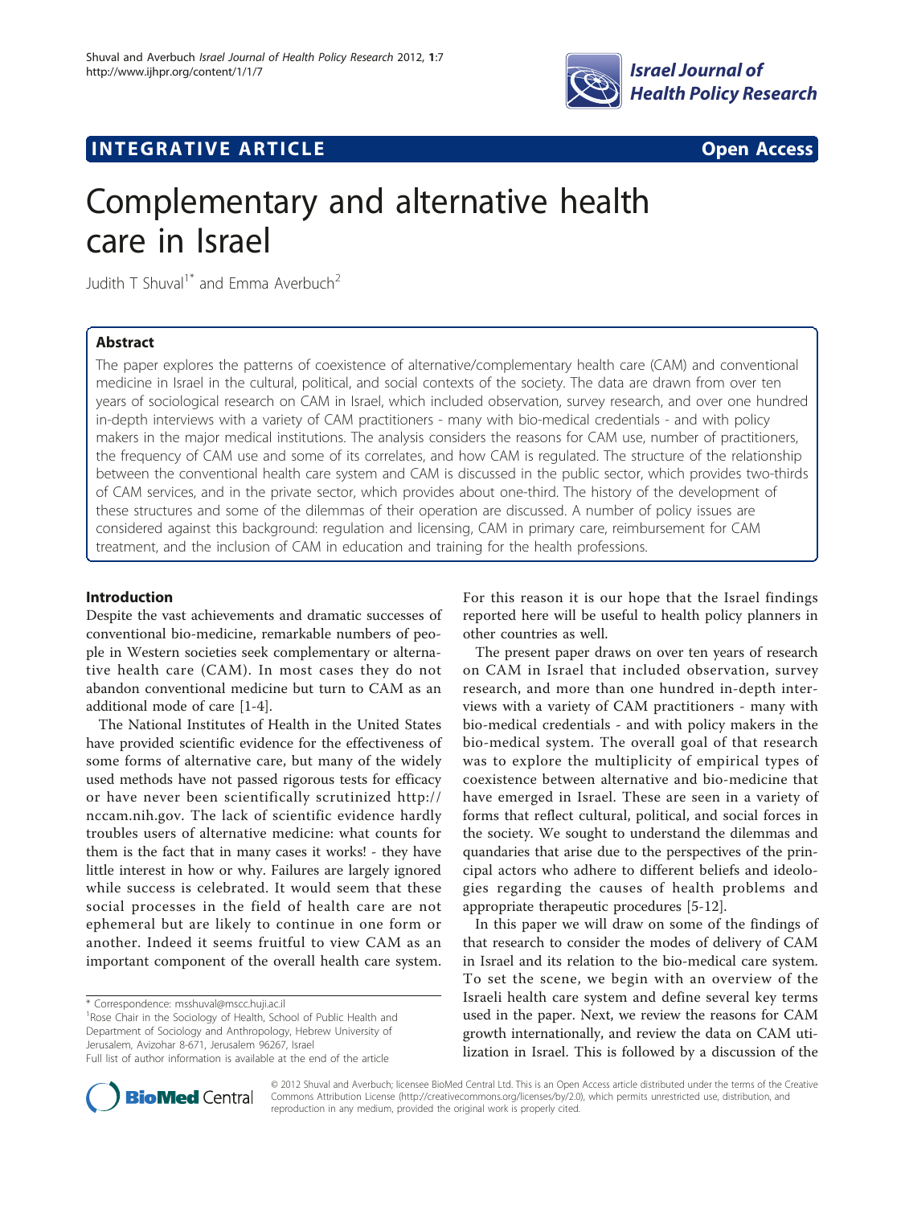**INTEGRATIVE ARTICLE** **Open Access**

# Complementary and alternative health care in Israel

Judith T Shuval[1*] and Emma Averbuch[2]

## Abstract

The paper explores the patterns of coexistence of alternative/complementary health care (CAM) and conventional medicine in Israel in the cultural, political, and social contexts of the society. The data are drawn from over ten years of sociological research on CAM in Israel, which included observation, survey research, and over one hundred in-depth interviews with a variety of CAM practitioners - many with bio-medical credentials - and with policy makers in the major medical institutions. The analysis considers the reasons for CAM use, number of practitioners, the frequency of CAM use and some of its correlates, and how CAM is regulated. The structure of the relationship between the conventional health care system and CAM is discussed in the public sector, which provides two-thirds of CAM services, and in the private sector, which provides about one-third. The history of the development of these structures and some of the dilemmas of their operation are discussed. A number of policy issues are considered against this background: regulation and licensing, CAM in primary care, reimbursement for CAM treatment, and the inclusion of CAM in education and training for the health professions.

## Introduction

Despite the vast achievements and dramatic successes of conventional bio-medicine, remarkable numbers of people in Western societies seek complementary or alternative health care (CAM). In most cases they do not abandon conventional medicine but turn to CAM as an additional mode of care [1-4].

The National Institutes of Health in the United States have provided scientific evidence for the effectiveness of some forms of alternative care, but many of the widely used methods have not passed rigorous tests for efficacy or have never been scientifically scrutinized http://nccam.nih.gov. The lack of scientific evidence hardly troubles users of alternative medicine: what counts for them is the fact that in many cases it works! - they have little interest in how or why. Failures are largely ignored while success is celebrated. It would seem that these social processes in the field of health care are not ephemeral but are likely to continue in one form or another. Indeed it seems fruitful to view CAM as an important component of the overall health care system. For this reason it is our hope that the Israel findings reported here will be useful to health policy planners in other countries as well.

The present paper draws on over ten years of research on CAM in Israel that included observation, survey research, and more than one hundred in-depth interviews with a variety of CAM practitioners - many with bio-medical credentials - and with policy makers in the bio-medical system. The overall goal of that research was to explore the multiplicity of empirical types of coexistence between alternative and bio-medicine that have emerged in Israel. These are seen in a variety of forms that reflect cultural, political, and social forces in the society. We sought to understand the dilemmas and quandaries that arise due to the perspectives of the principal actors who adhere to different beliefs and ideologies regarding the causes of health problems and appropriate therapeutic procedures [5-12].

In this paper we will draw on some of the findings of that research to consider the modes of delivery of CAM in Israel and its relation to the bio-medical care system. To set the scene, we begin with an overview of the Israeli health care system and define several key terms used in the paper. Next, we review the reasons for CAM growth internationally, and review the data on CAM utilization in Israel. This is followed by a discussion of the

\* Correspondence: msshuval@mscc.huji.ac.il
[1]Rose Chair in the Sociology of Health, School of Public Health and Department of Sociology and Anthropology, Hebrew University of Jerusalem, Avizohar 8-671, Jerusalem 96267, Israel
Full list of author information is available at the end of the article

© 2012 Shuval and Averbuch; licensee BioMed Central Ltd. This is an Open Access article distributed under the terms of the Creative Commons Attribution License (http://creativecommons.org/licenses/by/2.0), which permits unrestricted use, distribution, and reproduction in any medium, provided the original work is properly cited.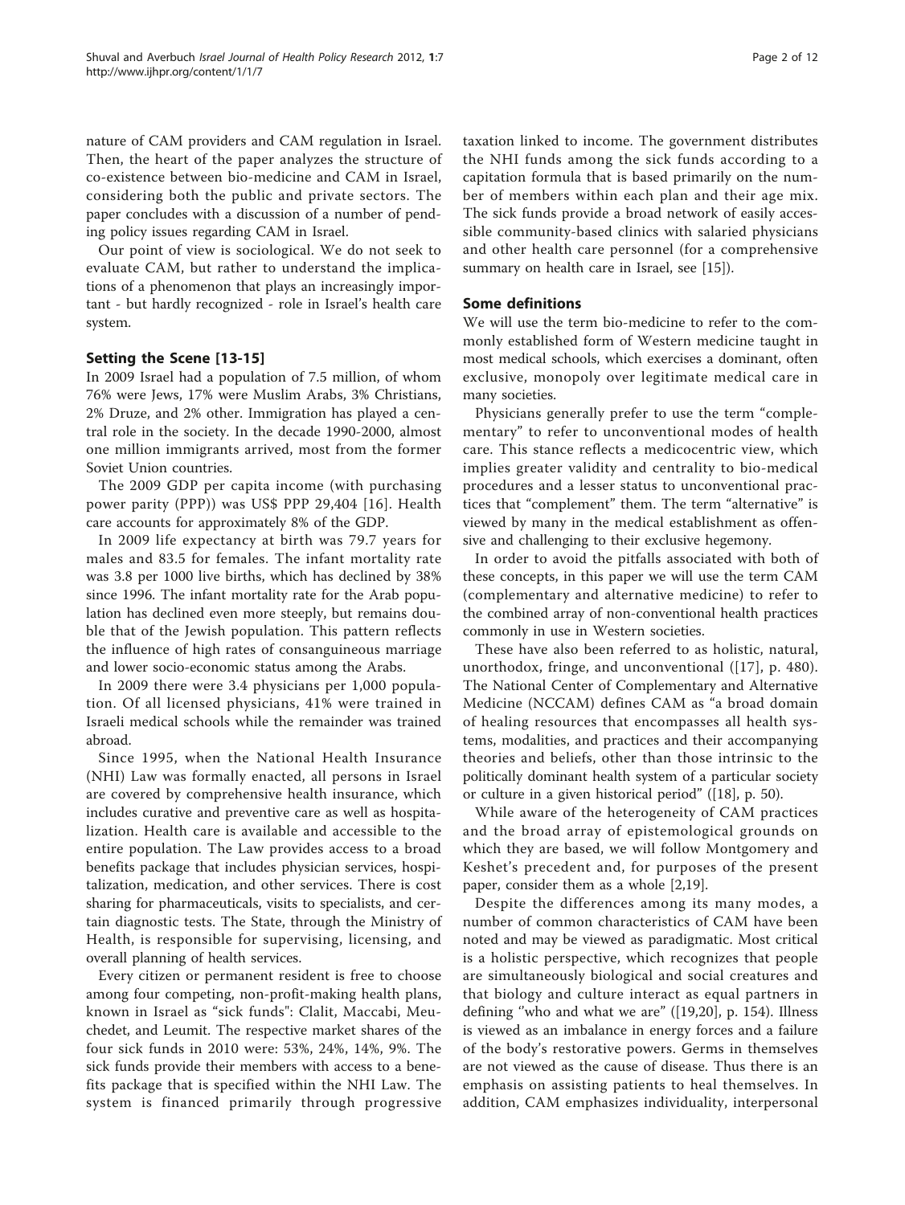nature of CAM providers and CAM regulation in Israel. Then, the heart of the paper analyzes the structure of co-existence between bio-medicine and CAM in Israel, considering both the public and private sectors. The paper concludes with a discussion of a number of pending policy issues regarding CAM in Israel.

Our point of view is sociological. We do not seek to evaluate CAM, but rather to understand the implications of a phenomenon that plays an increasingly important - but hardly recognized - role in Israel's health care system.

## Setting the Scene [13-15]

In 2009 Israel had a population of 7.5 million, of whom 76% were Jews, 17% were Muslim Arabs, 3% Christians, 2% Druze, and 2% other. Immigration has played a central role in the society. In the decade 1990-2000, almost one million immigrants arrived, most from the former Soviet Union countries.

The 2009 GDP per capita income (with purchasing power parity (PPP)) was US$ PPP 29,404 [16]. Health care accounts for approximately 8% of the GDP.

In 2009 life expectancy at birth was 79.7 years for males and 83.5 for females. The infant mortality rate was 3.8 per 1000 live births, which has declined by 38% since 1996. The infant mortality rate for the Arab population has declined even more steeply, but remains double that of the Jewish population. This pattern reflects the influence of high rates of consanguineous marriage and lower socio-economic status among the Arabs.

In 2009 there were 3.4 physicians per 1,000 population. Of all licensed physicians, 41% were trained in Israeli medical schools while the remainder was trained abroad.

Since 1995, when the National Health Insurance (NHI) Law was formally enacted, all persons in Israel are covered by comprehensive health insurance, which includes curative and preventive care as well as hospitalization. Health care is available and accessible to the entire population. The Law provides access to a broad benefits package that includes physician services, hospitalization, medication, and other services. There is cost sharing for pharmaceuticals, visits to specialists, and certain diagnostic tests. The State, through the Ministry of Health, is responsible for supervising, licensing, and overall planning of health services.

Every citizen or permanent resident is free to choose among four competing, non-profit-making health plans, known in Israel as "sick funds": Clalit, Maccabi, Meuchedet, and Leumit. The respective market shares of the four sick funds in 2010 were: 53%, 24%, 14%, 9%. The sick funds provide their members with access to a benefits package that is specified within the NHI Law. The system is financed primarily through progressive taxation linked to income. The government distributes the NHI funds among the sick funds according to a capitation formula that is based primarily on the number of members within each plan and their age mix. The sick funds provide a broad network of easily accessible community-based clinics with salaried physicians and other health care personnel (for a comprehensive summary on health care in Israel, see [15]).

## Some definitions

We will use the term bio-medicine to refer to the commonly established form of Western medicine taught in most medical schools, which exercises a dominant, often exclusive, monopoly over legitimate medical care in many societies.

Physicians generally prefer to use the term "complementary" to refer to unconventional modes of health care. This stance reflects a medicocentric view, which implies greater validity and centrality to bio-medical procedures and a lesser status to unconventional practices that "complement" them. The term "alternative" is viewed by many in the medical establishment as offensive and challenging to their exclusive hegemony.

In order to avoid the pitfalls associated with both of these concepts, in this paper we will use the term CAM (complementary and alternative medicine) to refer to the combined array of non-conventional health practices commonly in use in Western societies.

These have also been referred to as holistic, natural, unorthodox, fringe, and unconventional ([17], p. 480). The National Center of Complementary and Alternative Medicine (NCCAM) defines CAM as "a broad domain of healing resources that encompasses all health systems, modalities, and practices and their accompanying theories and beliefs, other than those intrinsic to the politically dominant health system of a particular society or culture in a given historical period" ([18], p. 50).

While aware of the heterogeneity of CAM practices and the broad array of epistemological grounds on which they are based, we will follow Montgomery and Keshet's precedent and, for purposes of the present paper, consider them as a whole [2,19].

Despite the differences among its many modes, a number of common characteristics of CAM have been noted and may be viewed as paradigmatic. Most critical is a holistic perspective, which recognizes that people are simultaneously biological and social creatures and that biology and culture interact as equal partners in defining ''who and what we are" ([19,20], p. 154). Illness is viewed as an imbalance in energy forces and a failure of the body's restorative powers. Germs in themselves are not viewed as the cause of disease. Thus there is an emphasis on assisting patients to heal themselves. In addition, CAM emphasizes individuality, interpersonal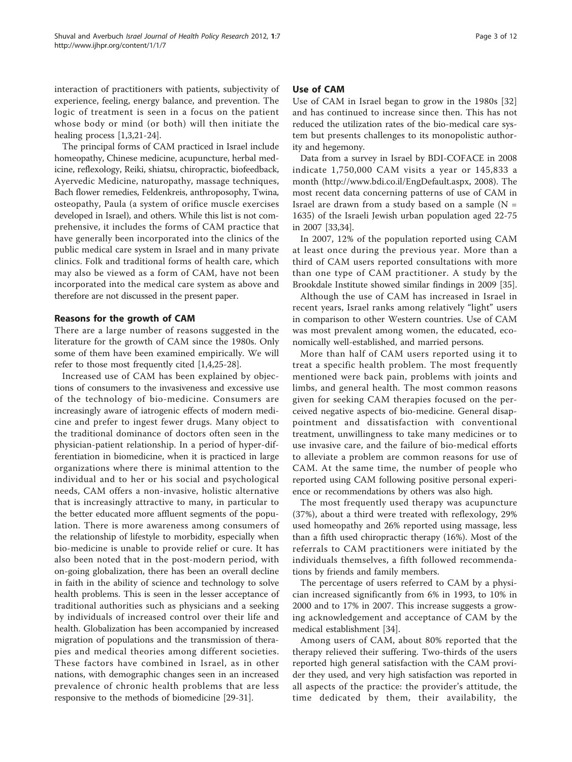interaction of practitioners with patients, subjectivity of experience, feeling, energy balance, and prevention. The logic of treatment is seen in a focus on the patient whose body or mind (or both) will then initiate the healing process [1,3,21-24].

The principal forms of CAM practiced in Israel include homeopathy, Chinese medicine, acupuncture, herbal medicine, reflexology, Reiki, shiatsu, chiropractic, biofeedback, Ayervedic Medicine, naturopathy, massage techniques, Bach flower remedies, Feldenkreis, anthroposophy, Twina, osteopathy, Paula (a system of orifice muscle exercises developed in Israel), and others. While this list is not comprehensive, it includes the forms of CAM practice that have generally been incorporated into the clinics of the public medical care system in Israel and in many private clinics. Folk and traditional forms of health care, which may also be viewed as a form of CAM, have not been incorporated into the medical care system as above and therefore are not discussed in the present paper.

## Reasons for the growth of CAM

There are a large number of reasons suggested in the literature for the growth of CAM since the 1980s. Only some of them have been examined empirically. We will refer to those most frequently cited [1,4,25-28].

Increased use of CAM has been explained by objections of consumers to the invasiveness and excessive use of the technology of bio-medicine. Consumers are increasingly aware of iatrogenic effects of modern medicine and prefer to ingest fewer drugs. Many object to the traditional dominance of doctors often seen in the physician-patient relationship. In a period of hyper-differentiation in biomedicine, when it is practiced in large organizations where there is minimal attention to the individual and to her or his social and psychological needs, CAM offers a non-invasive, holistic alternative that is increasingly attractive to many, in particular to the better educated more affluent segments of the population. There is more awareness among consumers of the relationship of lifestyle to morbidity, especially when bio-medicine is unable to provide relief or cure. It has also been noted that in the post-modern period, with on-going globalization, there has been an overall decline in faith in the ability of science and technology to solve health problems. This is seen in the lesser acceptance of traditional authorities such as physicians and a seeking by individuals of increased control over their life and health. Globalization has been accompanied by increased migration of populations and the transmission of therapies and medical theories among different societies. These factors have combined in Israel, as in other nations, with demographic changes seen in an increased prevalence of chronic health problems that are less responsive to the methods of biomedicine [29-31].

## Use of CAM

Use of CAM in Israel began to grow in the 1980s [32] and has continued to increase since then. This has not reduced the utilization rates of the bio-medical care system but presents challenges to its monopolistic authority and hegemony.

Data from a survey in Israel by BDI-COFACE in 2008 indicate 1,750,000 CAM visits a year or 145,833 a month (http://www.bdi.co.il/EngDefault.aspx, 2008). The most recent data concerning patterns of use of CAM in Israel are drawn from a study based on a sample (N = 1635) of the Israeli Jewish urban population aged 22-75 in 2007 [33,34].

In 2007, 12% of the population reported using CAM at least once during the previous year. More than a third of CAM users reported consultations with more than one type of CAM practitioner. A study by the Brookdale Institute showed similar findings in 2009 [35].

Although the use of CAM has increased in Israel in recent years, Israel ranks among relatively "light" users in comparison to other Western countries. Use of CAM was most prevalent among women, the educated, economically well-established, and married persons.

More than half of CAM users reported using it to treat a specific health problem. The most frequently mentioned were back pain, problems with joints and limbs, and general health. The most common reasons given for seeking CAM therapies focused on the perceived negative aspects of bio-medicine. General disappointment and dissatisfaction with conventional treatment, unwillingness to take many medicines or to use invasive care, and the failure of bio-medical efforts to alleviate a problem are common reasons for use of CAM. At the same time, the number of people who reported using CAM following positive personal experience or recommendations by others was also high.

The most frequently used therapy was acupuncture (37%), about a third were treated with reflexology, 29% used homeopathy and 26% reported using massage, less than a fifth used chiropractic therapy (16%). Most of the referrals to CAM practitioners were initiated by the individuals themselves, a fifth followed recommendations by friends and family members.

The percentage of users referred to CAM by a physician increased significantly from 6% in 1993, to 10% in 2000 and to 17% in 2007. This increase suggests a growing acknowledgement and acceptance of CAM by the medical establishment [34].

Among users of CAM, about 80% reported that the therapy relieved their suffering. Two-thirds of the users reported high general satisfaction with the CAM provider they used, and very high satisfaction was reported in all aspects of the practice: the provider's attitude, the time dedicated by them, their availability, the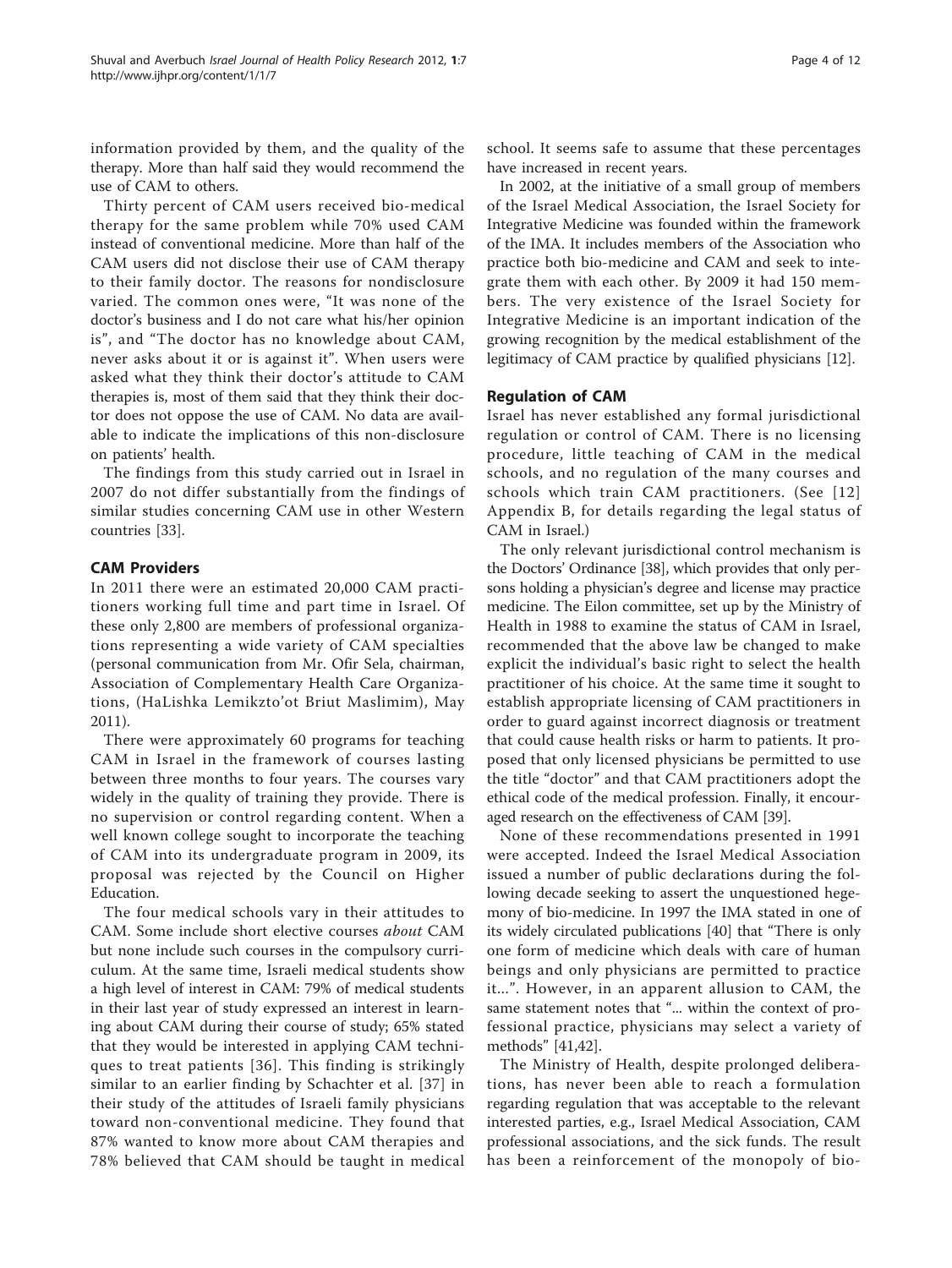information provided by them, and the quality of the therapy. More than half said they would recommend the use of CAM to others.

Thirty percent of CAM users received bio-medical therapy for the same problem while 70% used CAM instead of conventional medicine. More than half of the CAM users did not disclose their use of CAM therapy to their family doctor. The reasons for nondisclosure varied. The common ones were, "It was none of the doctor's business and I do not care what his/her opinion is", and "The doctor has no knowledge about CAM, never asks about it or is against it". When users were asked what they think their doctor's attitude to CAM therapies is, most of them said that they think their doctor does not oppose the use of CAM. No data are available to indicate the implications of this non-disclosure on patients' health.

The findings from this study carried out in Israel in 2007 do not differ substantially from the findings of similar studies concerning CAM use in other Western countries [33].

## CAM Providers

In 2011 there were an estimated 20,000 CAM practitioners working full time and part time in Israel. Of these only 2,800 are members of professional organizations representing a wide variety of CAM specialties (personal communication from Mr. Ofir Sela, chairman, Association of Complementary Health Care Organizations, (HaLishka Lemikzto'ot Briut Maslimim), May 2011).

There were approximately 60 programs for teaching CAM in Israel in the framework of courses lasting between three months to four years. The courses vary widely in the quality of training they provide. There is no supervision or control regarding content. When a well known college sought to incorporate the teaching of CAM into its undergraduate program in 2009, its proposal was rejected by the Council on Higher Education.

The four medical schools vary in their attitudes to CAM. Some include short elective courses *about* CAM but none include such courses in the compulsory curriculum. At the same time, Israeli medical students show a high level of interest in CAM: 79% of medical students in their last year of study expressed an interest in learning about CAM during their course of study; 65% stated that they would be interested in applying CAM techniques to treat patients [36]. This finding is strikingly similar to an earlier finding by Schachter et al. [37] in their study of the attitudes of Israeli family physicians toward non-conventional medicine. They found that 87% wanted to know more about CAM therapies and 78% believed that CAM should be taught in medical school. It seems safe to assume that these percentages have increased in recent years.

In 2002, at the initiative of a small group of members of the Israel Medical Association, the Israel Society for Integrative Medicine was founded within the framework of the IMA. It includes members of the Association who practice both bio-medicine and CAM and seek to integrate them with each other. By 2009 it had 150 members. The very existence of the Israel Society for Integrative Medicine is an important indication of the growing recognition by the medical establishment of the legitimacy of CAM practice by qualified physicians [12].

## Regulation of CAM

Israel has never established any formal jurisdictional regulation or control of CAM. There is no licensing procedure, little teaching of CAM in the medical schools, and no regulation of the many courses and schools which train CAM practitioners. (See [12] Appendix B, for details regarding the legal status of CAM in Israel.)

The only relevant jurisdictional control mechanism is the Doctors' Ordinance [38], which provides that only persons holding a physician's degree and license may practice medicine. The Eilon committee, set up by the Ministry of Health in 1988 to examine the status of CAM in Israel, recommended that the above law be changed to make explicit the individual's basic right to select the health practitioner of his choice. At the same time it sought to establish appropriate licensing of CAM practitioners in order to guard against incorrect diagnosis or treatment that could cause health risks or harm to patients. It proposed that only licensed physicians be permitted to use the title "doctor" and that CAM practitioners adopt the ethical code of the medical profession. Finally, it encouraged research on the effectiveness of CAM [39].

None of these recommendations presented in 1991 were accepted. Indeed the Israel Medical Association issued a number of public declarations during the following decade seeking to assert the unquestioned hegemony of bio-medicine. In 1997 the IMA stated in one of its widely circulated publications [40] that "There is only one form of medicine which deals with care of human beings and only physicians are permitted to practice it...". However, in an apparent allusion to CAM, the same statement notes that "... within the context of professional practice, physicians may select a variety of methods" [41,42].

The Ministry of Health, despite prolonged deliberations, has never been able to reach a formulation regarding regulation that was acceptable to the relevant interested parties, e.g., Israel Medical Association, CAM professional associations, and the sick funds. The result has been a reinforcement of the monopoly of bio-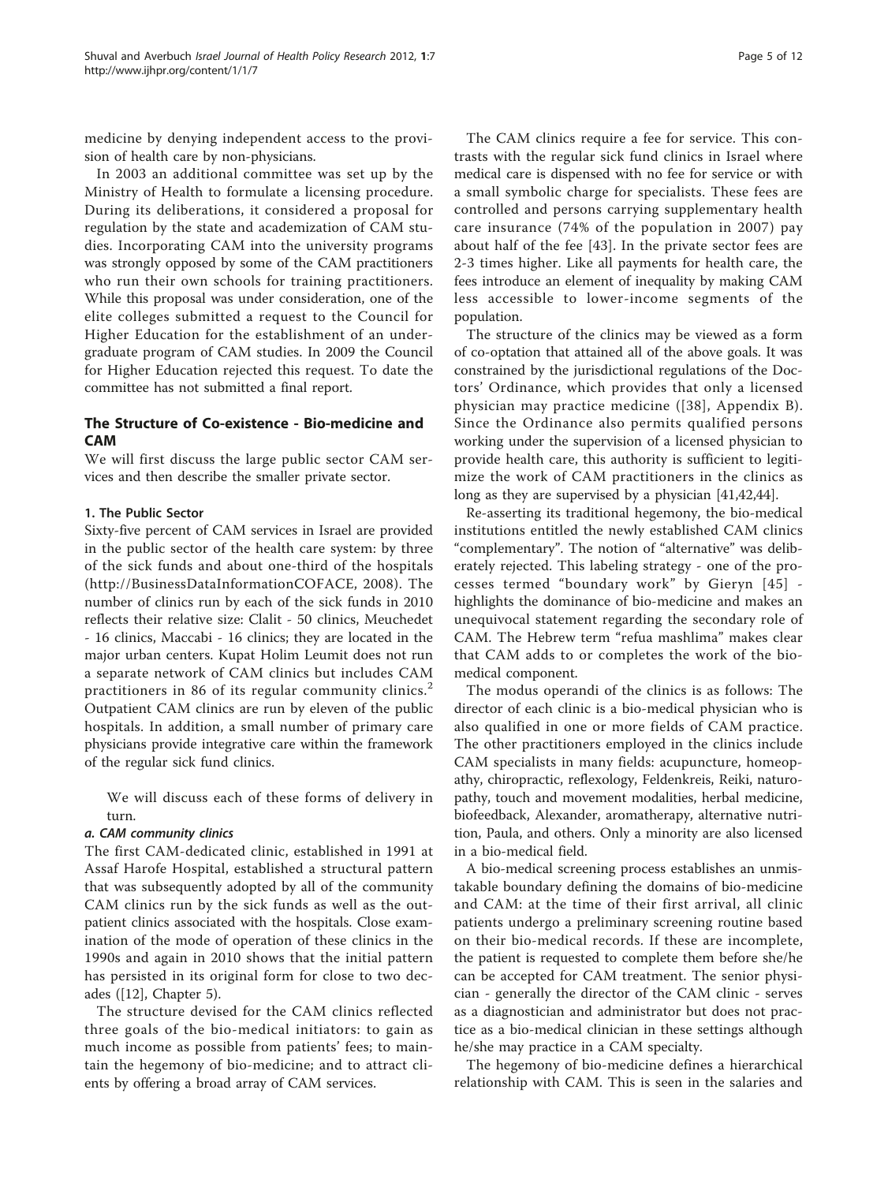medicine by denying independent access to the provision of health care by non-physicians.

In 2003 an additional committee was set up by the Ministry of Health to formulate a licensing procedure. During its deliberations, it considered a proposal for regulation by the state and academization of CAM studies. Incorporating CAM into the university programs was strongly opposed by some of the CAM practitioners who run their own schools for training practitioners. While this proposal was under consideration, one of the elite colleges submitted a request to the Council for Higher Education for the establishment of an undergraduate program of CAM studies. In 2009 the Council for Higher Education rejected this request. To date the committee has not submitted a final report.

## The Structure of Co-existence - Bio-medicine and CAM

We will first discuss the large public sector CAM services and then describe the smaller private sector.

### 1. The Public Sector

Sixty-five percent of CAM services in Israel are provided in the public sector of the health care system: by three of the sick funds and about one-third of the hospitals (http://BusinessDataInformationCOFACE, 2008). The number of clinics run by each of the sick funds in 2010 reflects their relative size: Clalit - 50 clinics, Meuchedet - 16 clinics, Maccabi - 16 clinics; they are located in the major urban centers. Kupat Holim Leumit does not run a separate network of CAM clinics but includes CAM practitioners in 86 of its regular community clinics.[2] Outpatient CAM clinics are run by eleven of the public hospitals. In addition, a small number of primary care physicians provide integrative care within the framework of the regular sick fund clinics.

We will discuss each of these forms of delivery in turn.

#### *a. CAM community clinics*

The first CAM-dedicated clinic, established in 1991 at Assaf Harofe Hospital, established a structural pattern that was subsequently adopted by all of the community CAM clinics run by the sick funds as well as the outpatient clinics associated with the hospitals. Close examination of the mode of operation of these clinics in the 1990s and again in 2010 shows that the initial pattern has persisted in its original form for close to two decades ([12], Chapter 5).

The structure devised for the CAM clinics reflected three goals of the bio-medical initiators: to gain as much income as possible from patients' fees; to maintain the hegemony of bio-medicine; and to attract clients by offering a broad array of CAM services.

The CAM clinics require a fee for service. This contrasts with the regular sick fund clinics in Israel where medical care is dispensed with no fee for service or with a small symbolic charge for specialists. These fees are controlled and persons carrying supplementary health care insurance (74% of the population in 2007) pay about half of the fee [43]. In the private sector fees are 2-3 times higher. Like all payments for health care, the fees introduce an element of inequality by making CAM less accessible to lower-income segments of the population.

The structure of the clinics may be viewed as a form of co-optation that attained all of the above goals. It was constrained by the jurisdictional regulations of the Doctors' Ordinance, which provides that only a licensed physician may practice medicine ([38], Appendix B). Since the Ordinance also permits qualified persons working under the supervision of a licensed physician to provide health care, this authority is sufficient to legitimize the work of CAM practitioners in the clinics as long as they are supervised by a physician [41,42,44].

Re-asserting its traditional hegemony, the bio-medical institutions entitled the newly established CAM clinics "complementary". The notion of "alternative" was deliberately rejected. This labeling strategy - one of the processes termed "boundary work" by Gieryn [45] - highlights the dominance of bio-medicine and makes an unequivocal statement regarding the secondary role of CAM. The Hebrew term "refua mashlima" makes clear that CAM adds to or completes the work of the bio-medical component.

The modus operandi of the clinics is as follows: The director of each clinic is a bio-medical physician who is also qualified in one or more fields of CAM practice. The other practitioners employed in the clinics include CAM specialists in many fields: acupuncture, homeopathy, chiropractic, reflexology, Feldenkreis, Reiki, naturopathy, touch and movement modalities, herbal medicine, biofeedback, Alexander, aromatherapy, alternative nutrition, Paula, and others. Only a minority are also licensed in a bio-medical field.

A bio-medical screening process establishes an unmistakable boundary defining the domains of bio-medicine and CAM: at the time of their first arrival, all clinic patients undergo a preliminary screening routine based on their bio-medical records. If these are incomplete, the patient is requested to complete them before she/he can be accepted for CAM treatment. The senior physician - generally the director of the CAM clinic - serves as a diagnostician and administrator but does not practice as a bio-medical clinician in these settings although he/she may practice in a CAM specialty.

The hegemony of bio-medicine defines a hierarchical relationship with CAM. This is seen in the salaries and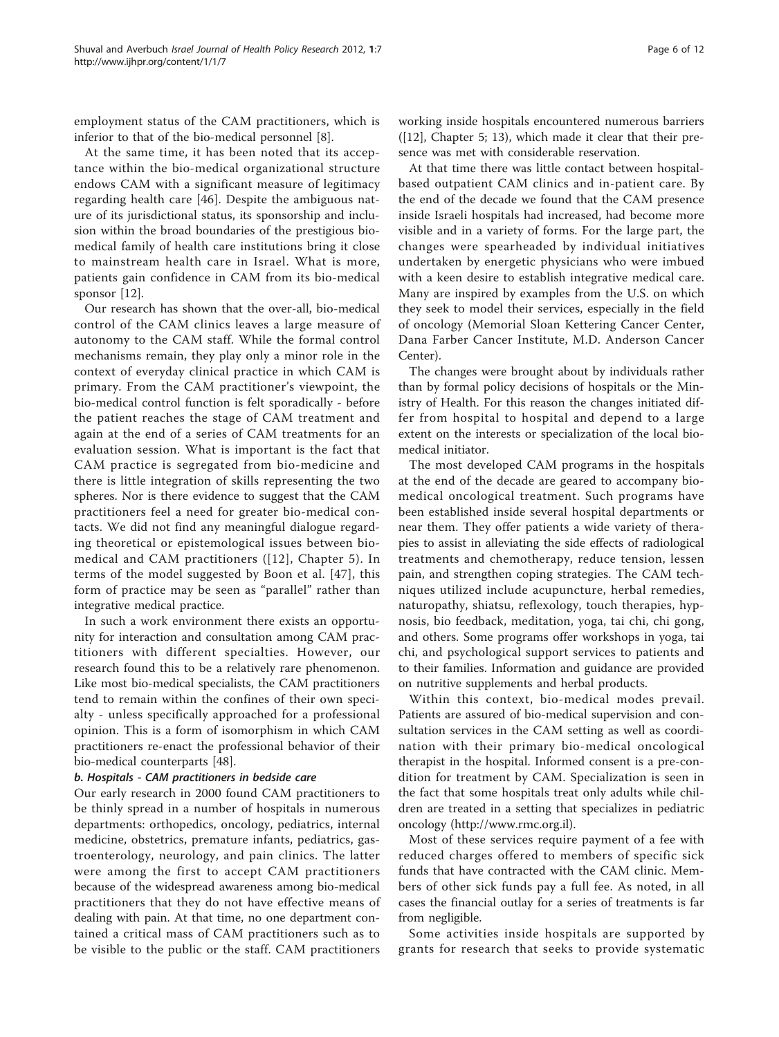employment status of the CAM practitioners, which is inferior to that of the bio-medical personnel [8].

At the same time, it has been noted that its acceptance within the bio-medical organizational structure endows CAM with a significant measure of legitimacy regarding health care [46]. Despite the ambiguous nature of its jurisdictional status, its sponsorship and inclusion within the broad boundaries of the prestigious bio-medical family of health care institutions bring it close to mainstream health care in Israel. What is more, patients gain confidence in CAM from its bio-medical sponsor [12].

Our research has shown that the over-all, bio-medical control of the CAM clinics leaves a large measure of autonomy to the CAM staff. While the formal control mechanisms remain, they play only a minor role in the context of everyday clinical practice in which CAM is primary. From the CAM practitioner's viewpoint, the bio-medical control function is felt sporadically - before the patient reaches the stage of CAM treatment and again at the end of a series of CAM treatments for an evaluation session. What is important is the fact that CAM practice is segregated from bio-medicine and there is little integration of skills representing the two spheres. Nor is there evidence to suggest that the CAM practitioners feel a need for greater bio-medical contacts. We did not find any meaningful dialogue regarding theoretical or epistemological issues between bio-medical and CAM practitioners ([12], Chapter 5). In terms of the model suggested by Boon et al. [47], this form of practice may be seen as "parallel" rather than integrative medical practice.

In such a work environment there exists an opportunity for interaction and consultation among CAM practitioners with different specialties. However, our research found this to be a relatively rare phenomenon. Like most bio-medical specialists, the CAM practitioners tend to remain within the confines of their own specialty - unless specifically approached for a professional opinion. This is a form of isomorphism in which CAM practitioners re-enact the professional behavior of their bio-medical counterparts [48].

#### *b. Hospitals - CAM practitioners in bedside care*

Our early research in 2000 found CAM practitioners to be thinly spread in a number of hospitals in numerous departments: orthopedics, oncology, pediatrics, internal medicine, obstetrics, premature infants, pediatrics, gastroenterology, neurology, and pain clinics. The latter were among the first to accept CAM practitioners because of the widespread awareness among bio-medical practitioners that they do not have effective means of dealing with pain. At that time, no one department contained a critical mass of CAM practitioners such as to be visible to the public or the staff. CAM practitioners working inside hospitals encountered numerous barriers ([12], Chapter 5; 13), which made it clear that their presence was met with considerable reservation.

At that time there was little contact between hospital-based outpatient CAM clinics and in-patient care. By the end of the decade we found that the CAM presence inside Israeli hospitals had increased, had become more visible and in a variety of forms. For the large part, the changes were spearheaded by individual initiatives undertaken by energetic physicians who were imbued with a keen desire to establish integrative medical care. Many are inspired by examples from the U.S. on which they seek to model their services, especially in the field of oncology (Memorial Sloan Kettering Cancer Center, Dana Farber Cancer Institute, M.D. Anderson Cancer Center).

The changes were brought about by individuals rather than by formal policy decisions of hospitals or the Ministry of Health. For this reason the changes initiated differ from hospital to hospital and depend to a large extent on the interests or specialization of the local bio-medical initiator.

The most developed CAM programs in the hospitals at the end of the decade are geared to accompany bio-medical oncological treatment. Such programs have been established inside several hospital departments or near them. They offer patients a wide variety of therapies to assist in alleviating the side effects of radiological treatments and chemotherapy, reduce tension, lessen pain, and strengthen coping strategies. The CAM techniques utilized include acupuncture, herbal remedies, naturopathy, shiatsu, reflexology, touch therapies, hypnosis, bio feedback, meditation, yoga, tai chi, chi gong, and others. Some programs offer workshops in yoga, tai chi, and psychological support services to patients and to their families. Information and guidance are provided on nutritive supplements and herbal products.

Within this context, bio-medical modes prevail. Patients are assured of bio-medical supervision and consultation services in the CAM setting as well as coordination with their primary bio-medical oncological therapist in the hospital. Informed consent is a pre-condition for treatment by CAM. Specialization is seen in the fact that some hospitals treat only adults while children are treated in a setting that specializes in pediatric oncology (http://www.rmc.org.il).

Most of these services require payment of a fee with reduced charges offered to members of specific sick funds that have contracted with the CAM clinic. Members of other sick funds pay a full fee. As noted, in all cases the financial outlay for a series of treatments is far from negligible.

Some activities inside hospitals are supported by grants for research that seeks to provide systematic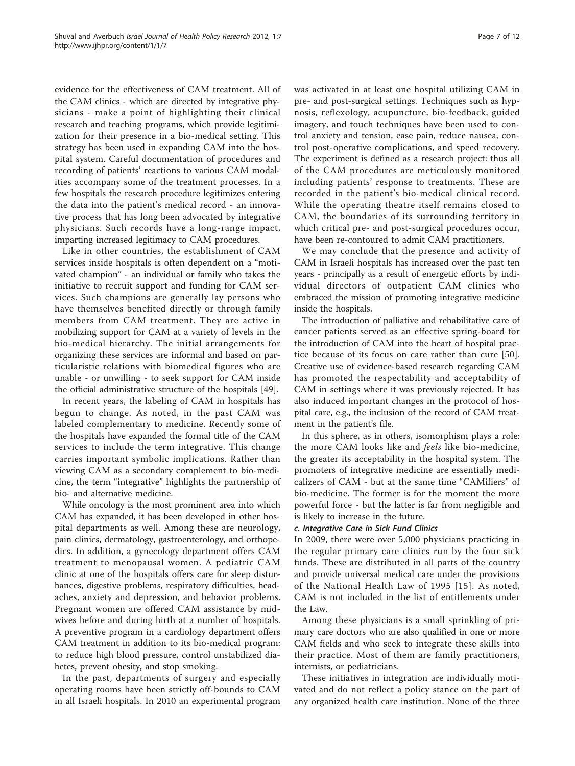evidence for the effectiveness of CAM treatment. All of the CAM clinics - which are directed by integrative physicians - make a point of highlighting their clinical research and teaching programs, which provide legitimization for their presence in a bio-medical setting. This strategy has been used in expanding CAM into the hospital system. Careful documentation of procedures and recording of patients' reactions to various CAM modalities accompany some of the treatment processes. In a few hospitals the research procedure legitimizes entering the data into the patient's medical record - an innovative process that has long been advocated by integrative physicians. Such records have a long-range impact, imparting increased legitimacy to CAM procedures.

Like in other countries, the establishment of CAM services inside hospitals is often dependent on a "motivated champion" - an individual or family who takes the initiative to recruit support and funding for CAM services. Such champions are generally lay persons who have themselves benefited directly or through family members from CAM treatment. They are active in mobilizing support for CAM at a variety of levels in the bio-medical hierarchy. The initial arrangements for organizing these services are informal and based on particularistic relations with biomedical figures who are unable - or unwilling - to seek support for CAM inside the official administrative structure of the hospitals [49].

In recent years, the labeling of CAM in hospitals has begun to change. As noted, in the past CAM was labeled complementary to medicine. Recently some of the hospitals have expanded the formal title of the CAM services to include the term integrative. This change carries important symbolic implications. Rather than viewing CAM as a secondary complement to bio-medicine, the term "integrative" highlights the partnership of bio- and alternative medicine.

While oncology is the most prominent area into which CAM has expanded, it has been developed in other hospital departments as well. Among these are neurology, pain clinics, dermatology, gastroenterology, and orthopedics. In addition, a gynecology department offers CAM treatment to menopausal women. A pediatric CAM clinic at one of the hospitals offers care for sleep disturbances, digestive problems, respiratory difficulties, headaches, anxiety and depression, and behavior problems. Pregnant women are offered CAM assistance by midwives before and during birth at a number of hospitals. A preventive program in a cardiology department offers CAM treatment in addition to its bio-medical program: to reduce high blood pressure, control unstabilized diabetes, prevent obesity, and stop smoking.

In the past, departments of surgery and especially operating rooms have been strictly off-bounds to CAM in all Israeli hospitals. In 2010 an experimental program was activated in at least one hospital utilizing CAM in pre- and post-surgical settings. Techniques such as hypnosis, reflexology, acupuncture, bio-feedback, guided imagery, and touch techniques have been used to control anxiety and tension, ease pain, reduce nausea, control post-operative complications, and speed recovery. The experiment is defined as a research project: thus all of the CAM procedures are meticulously monitored including patients' response to treatments. These are recorded in the patient's bio-medical clinical record. While the operating theatre itself remains closed to CAM, the boundaries of its surrounding territory in which critical pre- and post-surgical procedures occur, have been re-contoured to admit CAM practitioners.

We may conclude that the presence and activity of CAM in Israeli hospitals has increased over the past ten years - principally as a result of energetic efforts by individual directors of outpatient CAM clinics who embraced the mission of promoting integrative medicine inside the hospitals.

The introduction of palliative and rehabilitative care of cancer patients served as an effective spring-board for the introduction of CAM into the heart of hospital practice because of its focus on care rather than cure [50]. Creative use of evidence-based research regarding CAM has promoted the respectability and acceptability of CAM in settings where it was previously rejected. It has also induced important changes in the protocol of hospital care, e.g., the inclusion of the record of CAM treatment in the patient's file.

In this sphere, as in others, isomorphism plays a role: the more CAM looks like and *feels* like bio-medicine, the greater its acceptability in the hospital system. The promoters of integrative medicine are essentially medicalizers of CAM - but at the same time "CAMifiers" of bio-medicine. The former is for the moment the more powerful force - but the latter is far from negligible and is likely to increase in the future.

#### *c. Integrative Care in Sick Fund Clinics*

In 2009, there were over 5,000 physicians practicing in the regular primary care clinics run by the four sick funds. These are distributed in all parts of the country and provide universal medical care under the provisions of the National Health Law of 1995 [15]. As noted, CAM is not included in the list of entitlements under the Law.

Among these physicians is a small sprinkling of primary care doctors who are also qualified in one or more CAM fields and who seek to integrate these skills into their practice. Most of them are family practitioners, internists, or pediatricians.

These initiatives in integration are individually motivated and do not reflect a policy stance on the part of any organized health care institution. None of the three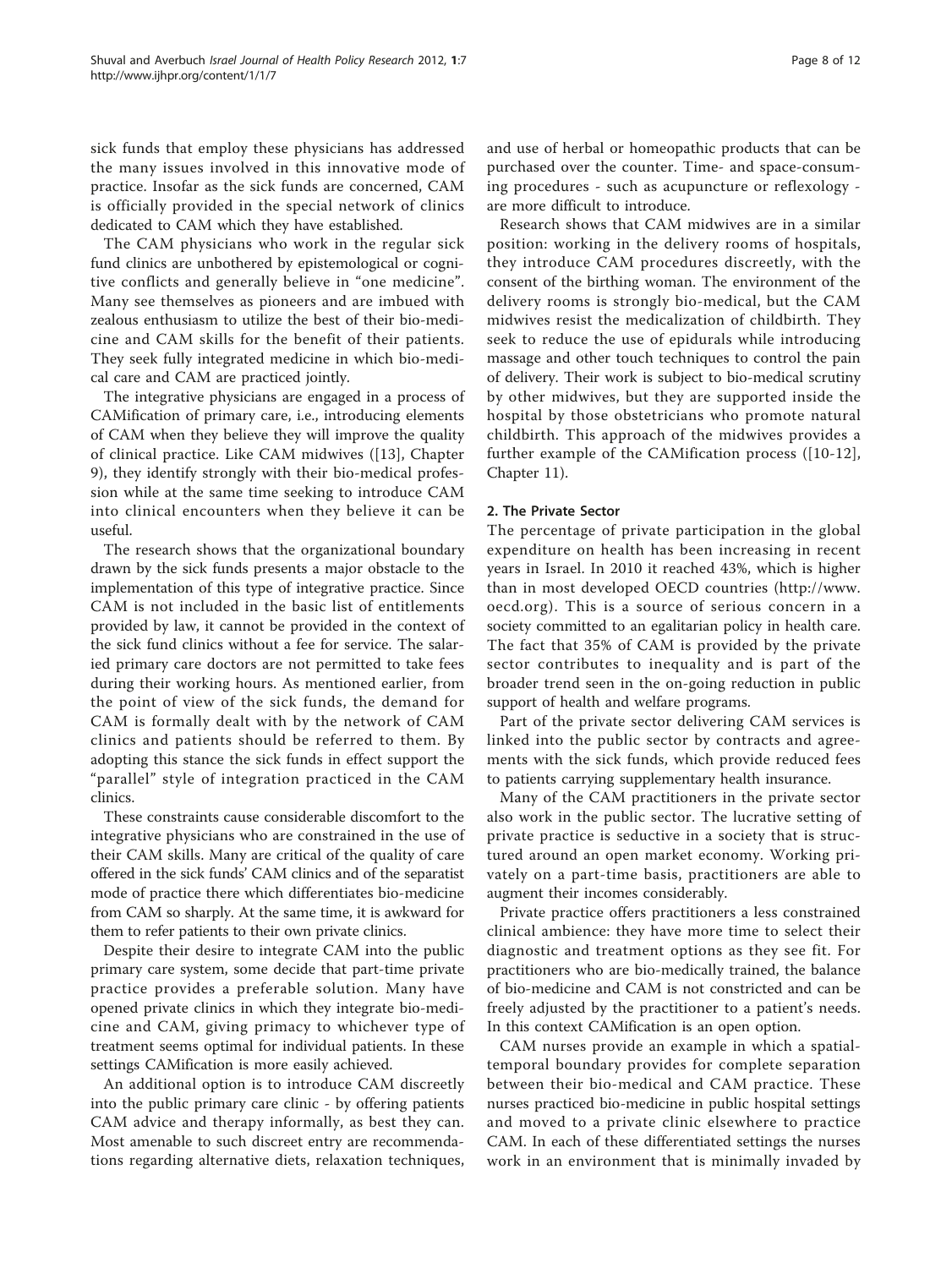sick funds that employ these physicians has addressed the many issues involved in this innovative mode of practice. Insofar as the sick funds are concerned, CAM is officially provided in the special network of clinics dedicated to CAM which they have established.

The CAM physicians who work in the regular sick fund clinics are unbothered by epistemological or cognitive conflicts and generally believe in "one medicine". Many see themselves as pioneers and are imbued with zealous enthusiasm to utilize the best of their bio-medicine and CAM skills for the benefit of their patients. They seek fully integrated medicine in which bio-medical care and CAM are practiced jointly.

The integrative physicians are engaged in a process of CAMification of primary care, i.e., introducing elements of CAM when they believe they will improve the quality of clinical practice. Like CAM midwives ([13], Chapter 9), they identify strongly with their bio-medical profession while at the same time seeking to introduce CAM into clinical encounters when they believe it can be useful.

The research shows that the organizational boundary drawn by the sick funds presents a major obstacle to the implementation of this type of integrative practice. Since CAM is not included in the basic list of entitlements provided by law, it cannot be provided in the context of the sick fund clinics without a fee for service. The salaried primary care doctors are not permitted to take fees during their working hours. As mentioned earlier, from the point of view of the sick funds, the demand for CAM is formally dealt with by the network of CAM clinics and patients should be referred to them. By adopting this stance the sick funds in effect support the "parallel" style of integration practiced in the CAM clinics.

These constraints cause considerable discomfort to the integrative physicians who are constrained in the use of their CAM skills. Many are critical of the quality of care offered in the sick funds' CAM clinics and of the separatist mode of practice there which differentiates bio-medicine from CAM so sharply. At the same time, it is awkward for them to refer patients to their own private clinics.

Despite their desire to integrate CAM into the public primary care system, some decide that part-time private practice provides a preferable solution. Many have opened private clinics in which they integrate bio-medicine and CAM, giving primacy to whichever type of treatment seems optimal for individual patients. In these settings CAMification is more easily achieved.

An additional option is to introduce CAM discreetly into the public primary care clinic - by offering patients CAM advice and therapy informally, as best they can. Most amenable to such discreet entry are recommendations regarding alternative diets, relaxation techniques, and use of herbal or homeopathic products that can be purchased over the counter. Time- and space-consuming procedures - such as acupuncture or reflexology - are more difficult to introduce.

Research shows that CAM midwives are in a similar position: working in the delivery rooms of hospitals, they introduce CAM procedures discreetly, with the consent of the birthing woman. The environment of the delivery rooms is strongly bio-medical, but the CAM midwives resist the medicalization of childbirth. They seek to reduce the use of epidurals while introducing massage and other touch techniques to control the pain of delivery. Their work is subject to bio-medical scrutiny by other midwives, but they are supported inside the hospital by those obstetricians who promote natural childbirth. This approach of the midwives provides a further example of the CAMification process ([10-12], Chapter 11).

### 2. The Private Sector

The percentage of private participation in the global expenditure on health has been increasing in recent years in Israel. In 2010 it reached 43%, which is higher than in most developed OECD countries (http://www.oecd.org). This is a source of serious concern in a society committed to an egalitarian policy in health care. The fact that 35% of CAM is provided by the private sector contributes to inequality and is part of the broader trend seen in the on-going reduction in public support of health and welfare programs.

Part of the private sector delivering CAM services is linked into the public sector by contracts and agreements with the sick funds, which provide reduced fees to patients carrying supplementary health insurance.

Many of the CAM practitioners in the private sector also work in the public sector. The lucrative setting of private practice is seductive in a society that is structured around an open market economy. Working privately on a part-time basis, practitioners are able to augment their incomes considerably.

Private practice offers practitioners a less constrained clinical ambience: they have more time to select their diagnostic and treatment options as they see fit. For practitioners who are bio-medically trained, the balance of bio-medicine and CAM is not constricted and can be freely adjusted by the practitioner to a patient's needs. In this context CAMification is an open option.

CAM nurses provide an example in which a spatial-temporal boundary provides for complete separation between their bio-medical and CAM practice. These nurses practiced bio-medicine in public hospital settings and moved to a private clinic elsewhere to practice CAM. In each of these differentiated settings the nurses work in an environment that is minimally invaded by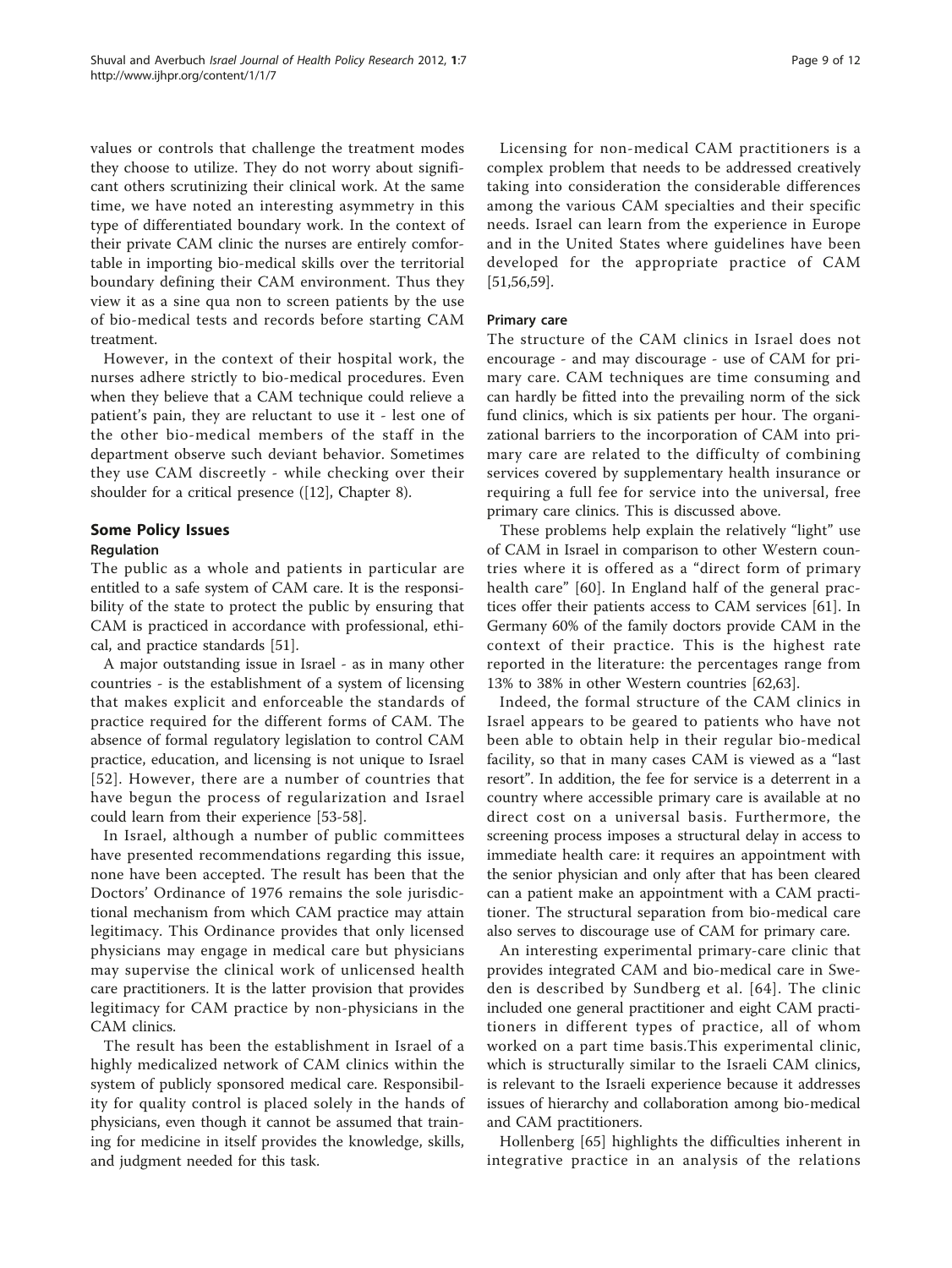values or controls that challenge the treatment modes they choose to utilize. They do not worry about significant others scrutinizing their clinical work. At the same time, we have noted an interesting asymmetry in this type of differentiated boundary work. In the context of their private CAM clinic the nurses are entirely comfortable in importing bio-medical skills over the territorial boundary defining their CAM environment. Thus they view it as a sine qua non to screen patients by the use of bio-medical tests and records before starting CAM treatment.

However, in the context of their hospital work, the nurses adhere strictly to bio-medical procedures. Even when they believe that a CAM technique could relieve a patient's pain, they are reluctant to use it - lest one of the other bio-medical members of the staff in the department observe such deviant behavior. Sometimes they use CAM discreetly - while checking over their shoulder for a critical presence ([12], Chapter 8).

## Some Policy Issues

### Regulation

The public as a whole and patients in particular are entitled to a safe system of CAM care. It is the responsibility of the state to protect the public by ensuring that CAM is practiced in accordance with professional, ethical, and practice standards [51].

A major outstanding issue in Israel - as in many other countries - is the establishment of a system of licensing that makes explicit and enforceable the standards of practice required for the different forms of CAM. The absence of formal regulatory legislation to control CAM practice, education, and licensing is not unique to Israel [52]. However, there are a number of countries that have begun the process of regularization and Israel could learn from their experience [53-58].

In Israel, although a number of public committees have presented recommendations regarding this issue, none have been accepted. The result has been that the Doctors' Ordinance of 1976 remains the sole jurisdictional mechanism from which CAM practice may attain legitimacy. This Ordinance provides that only licensed physicians may engage in medical care but physicians may supervise the clinical work of unlicensed health care practitioners. It is the latter provision that provides legitimacy for CAM practice by non-physicians in the CAM clinics.

The result has been the establishment in Israel of a highly medicalized network of CAM clinics within the system of publicly sponsored medical care. Responsibility for quality control is placed solely in the hands of physicians, even though it cannot be assumed that training for medicine in itself provides the knowledge, skills, and judgment needed for this task.

Licensing for non-medical CAM practitioners is a complex problem that needs to be addressed creatively taking into consideration the considerable differences among the various CAM specialties and their specific needs. Israel can learn from the experience in Europe and in the United States where guidelines have been developed for the appropriate practice of CAM [51,56,59].

### Primary care

The structure of the CAM clinics in Israel does not encourage - and may discourage - use of CAM for primary care. CAM techniques are time consuming and can hardly be fitted into the prevailing norm of the sick fund clinics, which is six patients per hour. The organizational barriers to the incorporation of CAM into primary care are related to the difficulty of combining services covered by supplementary health insurance or requiring a full fee for service into the universal, free primary care clinics. This is discussed above.

These problems help explain the relatively "light" use of CAM in Israel in comparison to other Western countries where it is offered as a "direct form of primary health care" [60]. In England half of the general practices offer their patients access to CAM services [61]. In Germany 60% of the family doctors provide CAM in the context of their practice. This is the highest rate reported in the literature: the percentages range from 13% to 38% in other Western countries [62,63].

Indeed, the formal structure of the CAM clinics in Israel appears to be geared to patients who have not been able to obtain help in their regular bio-medical facility, so that in many cases CAM is viewed as a "last resort". In addition, the fee for service is a deterrent in a country where accessible primary care is available at no direct cost on a universal basis. Furthermore, the screening process imposes a structural delay in access to immediate health care: it requires an appointment with the senior physician and only after that has been cleared can a patient make an appointment with a CAM practitioner. The structural separation from bio-medical care also serves to discourage use of CAM for primary care.

An interesting experimental primary-care clinic that provides integrated CAM and bio-medical care in Sweden is described by Sundberg et al. [64]. The clinic included one general practitioner and eight CAM practitioners in different types of practice, all of whom worked on a part time basis.This experimental clinic, which is structurally similar to the Israeli CAM clinics, is relevant to the Israeli experience because it addresses issues of hierarchy and collaboration among bio-medical and CAM practitioners.

Hollenberg [65] highlights the difficulties inherent in integrative practice in an analysis of the relations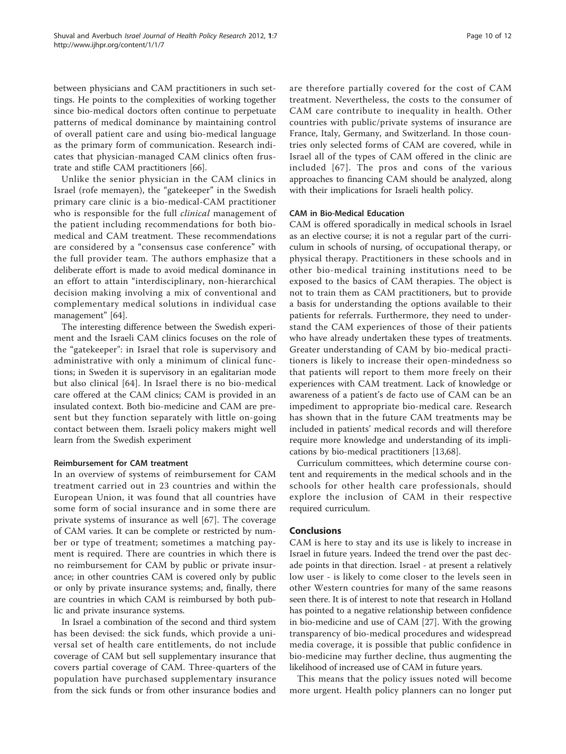between physicians and CAM practitioners in such settings. He points to the complexities of working together since bio-medical doctors often continue to perpetuate patterns of medical dominance by maintaining control of overall patient care and using bio-medical language as the primary form of communication. Research indicates that physician-managed CAM clinics often frustrate and stifle CAM practitioners [66].

Unlike the senior physician in the CAM clinics in Israel (rofe memayen), the "gatekeeper" in the Swedish primary care clinic is a bio-medical-CAM practitioner who is responsible for the full *clinical* management of the patient including recommendations for both bio-medical and CAM treatment. These recommendations are considered by a "consensus case conference" with the full provider team. The authors emphasize that a deliberate effort is made to avoid medical dominance in an effort to attain "interdisciplinary, non-hierarchical decision making involving a mix of conventional and complementary medical solutions in individual case management" [64].

The interesting difference between the Swedish experiment and the Israeli CAM clinics focuses on the role of the "gatekeeper": in Israel that role is supervisory and administrative with only a minimum of clinical functions; in Sweden it is supervisory in an egalitarian mode but also clinical [64]. In Israel there is no bio-medical care offered at the CAM clinics; CAM is provided in an insulated context. Both bio-medicine and CAM are present but they function separately with little on-going contact between them. Israeli policy makers might well learn from the Swedish experiment

#### Reimbursement for CAM treatment

In an overview of systems of reimbursement for CAM treatment carried out in 23 countries and within the European Union, it was found that all countries have some form of social insurance and in some there are private systems of insurance as well [67]. The coverage of CAM varies. It can be complete or restricted by number or type of treatment; sometimes a matching payment is required. There are countries in which there is no reimbursement for CAM by public or private insurance; in other countries CAM is covered only by public or only by private insurance systems; and, finally, there are countries in which CAM is reimbursed by both public and private insurance systems.

In Israel a combination of the second and third system has been devised: the sick funds, which provide a universal set of health care entitlements, do not include coverage of CAM but sell supplementary insurance that covers partial coverage of CAM. Three-quarters of the population have purchased supplementary insurance from the sick funds or from other insurance bodies and are therefore partially covered for the cost of CAM treatment. Nevertheless, the costs to the consumer of CAM care contribute to inequality in health. Other countries with public/private systems of insurance are France, Italy, Germany, and Switzerland. In those countries only selected forms of CAM are covered, while in Israel all of the types of CAM offered in the clinic are included [67]. The pros and cons of the various approaches to financing CAM should be analyzed, along with their implications for Israeli health policy.

#### CAM in Bio-Medical Education

CAM is offered sporadically in medical schools in Israel as an elective course; it is not a regular part of the curriculum in schools of nursing, of occupational therapy, or physical therapy. Practitioners in these schools and in other bio-medical training institutions need to be exposed to the basics of CAM therapies. The object is not to train them as CAM practitioners, but to provide a basis for understanding the options available to their patients for referrals. Furthermore, they need to understand the CAM experiences of those of their patients who have already undertaken these types of treatments. Greater understanding of CAM by bio-medical practitioners is likely to increase their open-mindedness so that patients will report to them more freely on their experiences with CAM treatment. Lack of knowledge or awareness of a patient's de facto use of CAM can be an impediment to appropriate bio-medical care. Research has shown that in the future CAM treatments may be included in patients' medical records and will therefore require more knowledge and understanding of its implications by bio-medical practitioners [13,68].

Curriculum committees, which determine course content and requirements in the medical schools and in the schools for other health care professionals, should explore the inclusion of CAM in their respective required curriculum.

## Conclusions

CAM is here to stay and its use is likely to increase in Israel in future years. Indeed the trend over the past decade points in that direction. Israel - at present a relatively low user - is likely to come closer to the levels seen in other Western countries for many of the same reasons seen there. It is of interest to note that research in Holland has pointed to a negative relationship between confidence in bio-medicine and use of CAM [27]. With the growing transparency of bio-medical procedures and widespread media coverage, it is possible that public confidence in bio-medicine may further decline, thus augmenting the likelihood of increased use of CAM in future years.

This means that the policy issues noted will become more urgent. Health policy planners can no longer put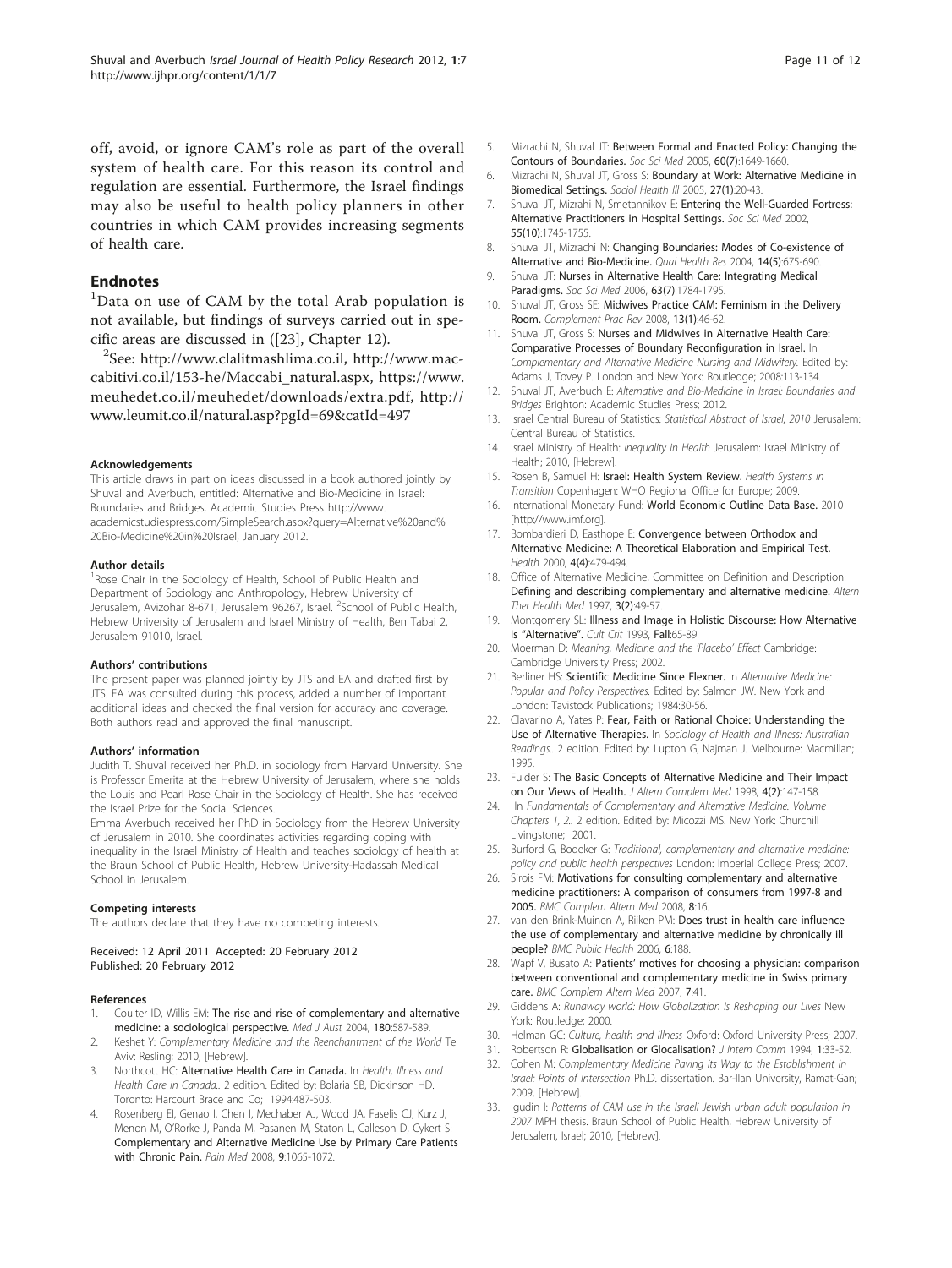off, avoid, or ignore CAM's role as part of the overall system of health care. For this reason its control and regulation are essential. Furthermore, the Israel findings may also be useful to health policy planners in other countries in which CAM provides increasing segments of health care.

## Endnotes

[1]Data on use of CAM by the total Arab population is not available, but findings of surveys carried out in specific areas are discussed in ([23], Chapter 12).

[2]See: http://www.clalitmashlima.co.il, http://www.maccabitivi.co.il/153-he/Maccabi_natural.aspx, https://www.meuhedet.co.il/meuhedet/downloads/extra.pdf, http://www.leumit.co.il/natural.asp?pgId=69&catId=497

#### Acknowledgements

This article draws in part on ideas discussed in a book authored jointly by Shuval and Averbuch, entitled: Alternative and Bio-Medicine in Israel: Boundaries and Bridges, Academic Studies Press http://www.academicstudiespress.com/SimpleSearch.aspx?query=Alternative%20and%20Bio-Medicine%20in%20Israel, January 2012.

#### Author details

[1]Rose Chair in the Sociology of Health, School of Public Health and Department of Sociology and Anthropology, Hebrew University of Jerusalem, Avizohar 8-671, Jerusalem 96267, Israel. [2]School of Public Health, Hebrew University of Jerusalem and Israel Ministry of Health, Ben Tabai 2, Jerusalem 91010, Israel.

#### Authors' contributions

The present paper was planned jointly by JTS and EA and drafted first by JTS. EA was consulted during this process, added a number of important additional ideas and checked the final version for accuracy and coverage. Both authors read and approved the final manuscript.

#### Authors' information

Judith T. Shuval received her Ph.D. in sociology from Harvard University. She is Professor Emerita at the Hebrew University of Jerusalem, where she holds the Louis and Pearl Rose Chair in the Sociology of Health. She has received the Israel Prize for the Social Sciences.

Emma Averbuch received her PhD in Sociology from the Hebrew University of Jerusalem in 2010. She coordinates activities regarding coping with inequality in the Israel Ministry of Health and teaches sociology of health at the Braun School of Public Health, Hebrew University-Hadassah Medical School in Jerusalem.

#### Competing interests

The authors declare that they have no competing interests.

Received: 12 April 2011 Accepted: 20 February 2012
Published: 20 February 2012

#### References

1. Coulter ID, Willis EM: **The rise and rise of complementary and alternative medicine: a sociological perspective.** *Med J Aust* 2004, **180**:587-589.
2. Keshet Y: *Complementary Medicine and the Reenchantment of the World* Tel Aviv: Resling; 2010, [Hebrew].
3. Northcott HC: **Alternative Health Care in Canada.** In *Health, Illness and Health Care in Canada.*. 2 edition. Edited by: Bolaria SB, Dickinson HD. Toronto: Harcourt Brace and Co; 1994:487-503.
4. Rosenberg EI, Genao I, Chen I, Mechaber AJ, Wood JA, Faselis CJ, Kurz J, Menon M, O'Rorke J, Panda M, Pasanen M, Staton L, Calleson D, Cykert S: **Complementary and Alternative Medicine Use by Primary Care Patients with Chronic Pain.** *Pain Med* 2008, **9**:1065-1072.
5. Mizrachi N, Shuval JT: **Between Formal and Enacted Policy: Changing the Contours of Boundaries.** *Soc Sci Med* 2005, **60(7)**:1649-1660.
6. Mizrachi N, Shuval JT, Gross S: **Boundary at Work: Alternative Medicine in Biomedical Settings.** *Sociol Health Ill* 2005, **27(1)**:20-43.
7. Shuval JT, Mizrahi N, Smetannikov E: **Entering the Well-Guarded Fortress: Alternative Practitioners in Hospital Settings.** *Soc Sci Med* 2002, **55(10)**:1745-1755.
8. Shuval JT, Mizrachi N: **Changing Boundaries: Modes of Co-existence of Alternative and Bio-Medicine.** *Qual Health Res* 2004, **14(5)**:675-690.
9. Shuval JT: **Nurses in Alternative Health Care: Integrating Medical Paradigms.** *Soc Sci Med* 2006, **63(7)**:1784-1795.
10. Shuval JT, Gross SE: **Midwives Practice CAM: Feminism in the Delivery Room.** *Complement Prac Rev* 2008, **13(1)**:46-62.
11. Shuval JT, Gross S: **Nurses and Midwives in Alternative Health Care: Comparative Processes of Boundary Reconfiguration in Israel.** In *Complementary and Alternative Medicine Nursing and Midwifery.* Edited by: Adams J, Tovey P. London and New York: Routledge; 2008:113-134.
12. Shuval JT, Averbuch E: *Alternative and Bio-Medicine in Israel: Boundaries and Bridges* Brighton: Academic Studies Press; 2012.
13. Israel Central Bureau of Statistics: *Statistical Abstract of Israel, 2010* Jerusalem: Central Bureau of Statistics.
14. Israel Ministry of Health: *Inequality in Health* Jerusalem: Israel Ministry of Health; 2010, [Hebrew].
15. Rosen B, Samuel H: **Israel: Health System Review.** *Health Systems in Transition* Copenhagen: WHO Regional Office for Europe; 2009.
16. International Monetary Fund: **World Economic Outline Data Base.** 2010 [http://www.imf.org].
17. Bombardieri D, Easthope E: **Convergence between Orthodox and Alternative Medicine: A Theoretical Elaboration and Empirical Test.** *Health* 2000, **4(4)**:479-494.
18. Office of Alternative Medicine, Committee on Definition and Description: **Defining and describing complementary and alternative medicine.** *Altern Ther Health Med* 1997, **3(2)**:49-57.
19. Montgomery SL: **Illness and Image in Holistic Discourse: How Alternative Is "Alternative".** *Cult Crit* 1993, **Fall**:65-89.
20. Moerman D: *Meaning, Medicine and the 'Placebo' Effect* Cambridge: Cambridge University Press; 2002.
21. Berliner HS: **Scientific Medicine Since Flexner.** In *Alternative Medicine: Popular and Policy Perspectives.* Edited by: Salmon JW. New York and London: Tavistock Publications; 1984:30-56.
22. Clavarino A, Yates P: **Fear, Faith or Rational Choice: Understanding the Use of Alternative Therapies.** In *Sociology of Health and Illness: Australian Readings.*. 2 edition. Edited by: Lupton G, Najman J. Melbourne: Macmillan; 1995.
23. Fulder S: **The Basic Concepts of Alternative Medicine and Their Impact on Our Views of Health.** *J Altern Complem Med* 1998, **4(2)**:147-158.
24. In *Fundamentals of Complementary and Alternative Medicine. Volume Chapters 1, 2.*. 2 edition. Edited by: Micozzi MS. New York: Churchill Livingstone; 2001.
25. Burford G, Bodeker G: *Traditional, complementary and alternative medicine: policy and public health perspectives* London: Imperial College Press; 2007.
26. Sirois FM: **Motivations for consulting complementary and alternative medicine practitioners: A comparison of consumers from 1997-8 and 2005.** *BMC Complem Altern Med* 2008, **8**:16.
27. van den Brink-Muinen A, Rijken PM: **Does trust in health care influence the use of complementary and alternative medicine by chronically ill people?** *BMC Public Health* 2006, **6**:188.
28. Wapf V, Busato A: **Patients' motives for choosing a physician: comparison between conventional and complementary medicine in Swiss primary care.** *BMC Complem Altern Med* 2007, **7**:41.
29. Giddens A: *Runaway world: How Globalization Is Reshaping our Lives* New York: Routledge; 2000.
30. Helman GC: *Culture, health and illness* Oxford: Oxford University Press; 2007.
31. Robertson R: **Globalisation or Glocalisation?** *J Intern Comm* 1994, **1**:33-52.
32. Cohen M: *Complementary Medicine Paving its Way to the Establishment in Israel: Points of Intersection* Ph.D. dissertation. Bar-Ilan University, Ramat-Gan; 2009, [Hebrew].
33. Igudin I: *Patterns of CAM use in the Israeli Jewish urban adult population in 2007* MPH thesis. Braun School of Public Health, Hebrew University of Jerusalem, Israel; 2010, [Hebrew].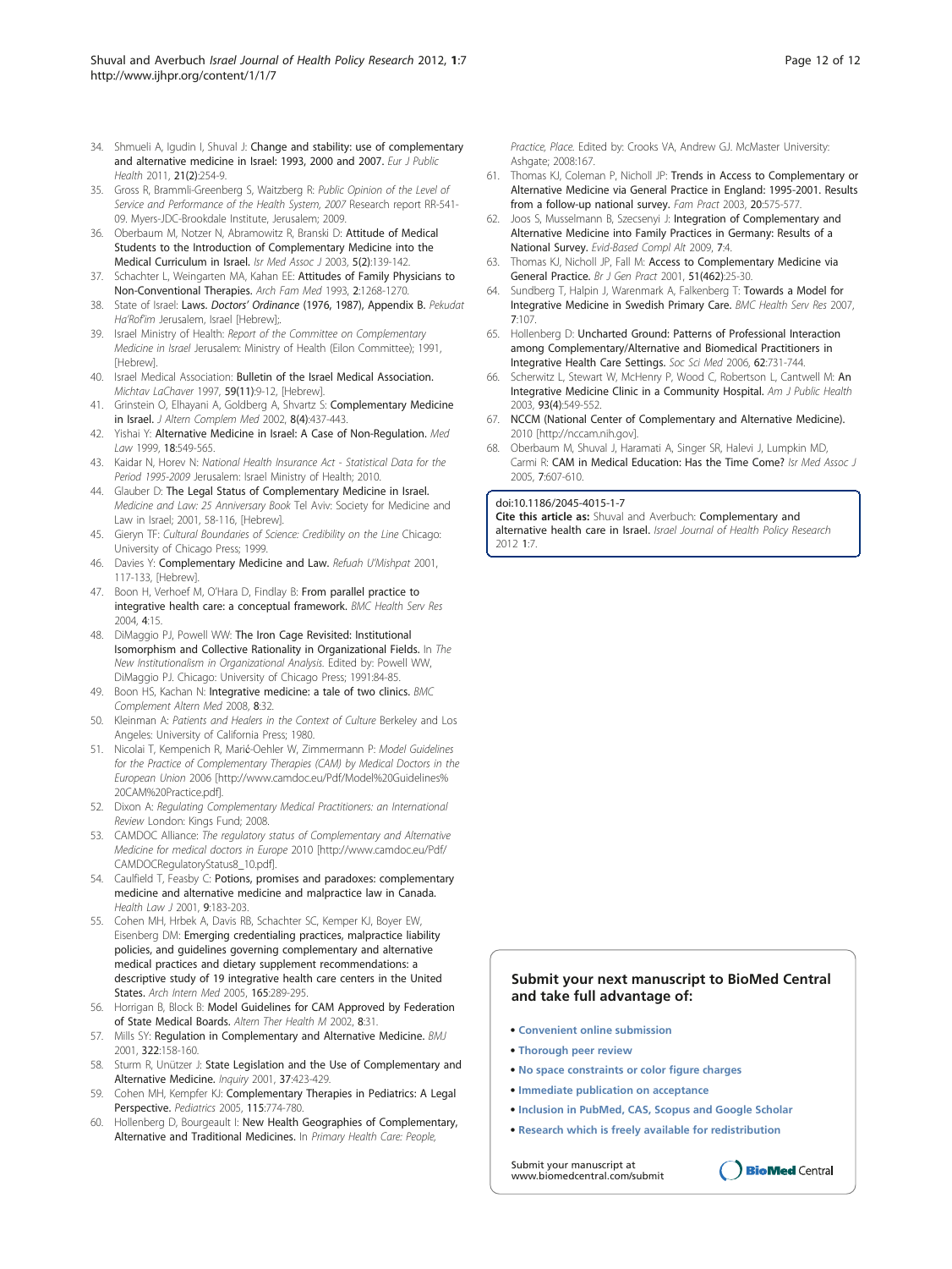34. Shmueli A, Igudin I, Shuval J: **Change and stability: use of complementary and alternative medicine in Israel: 1993, 2000 and 2007.** *Eur J Public Health* 2011, **21(2)**:254-9.
35. Gross R, Brammli-Greenberg S, Waitzberg R: *Public Opinion of the Level of Service and Performance of the Health System, 2007* Research report RR-541-09. Myers-JDC-Brookdale Institute, Jerusalem; 2009.
36. Oberbaum M, Notzer N, Abramowitz R, Branski D: **Attitude of Medical Students to the Introduction of Complementary Medicine into the Medical Curriculum in Israel.** *Isr Med Assoc J* 2003, **5(2)**:139-142.
37. Schachter L, Weingarten MA, Kahan EE: **Attitudes of Family Physicians to Non-Conventional Therapies.** *Arch Fam Med* 1993, **2**:1268-1270.
38. State of Israel: **Laws.** *Doctors' Ordinance* (1976, 1987), Appendix B. *Pekudat Ha'Rof'im* Jerusalem, Israel [Hebrew];.
39. Israel Ministry of Health: *Report of the Committee on Complementary Medicine in Israel* Jerusalem: Ministry of Health (Eilon Committee); 1991, [Hebrew].
40. Israel Medical Association: **Bulletin of the Israel Medical Association.** *Michtav LaChaver* 1997, **59(11)**:9-12, [Hebrew].
41. Grinstein O, Elhayani A, Goldberg A, Shvartz S: **Complementary Medicine in Israel.** *J Altern Complem Med* 2002, **8(4)**:437-443.
42. Yishai Y: **Alternative Medicine in Israel: A Case of Non-Regulation.** *Med Law* 1999, **18**:549-565.
43. Kaidar N, Horev N: *National Health Insurance Act - Statistical Data for the Period 1995-2009* Jerusalem: Israel Ministry of Health; 2010.
44. Glauber D: **The Legal Status of Complementary Medicine in Israel.** *Medicine and Law: 25 Anniversary Book* Tel Aviv: Society for Medicine and Law in Israel; 2001, 58-116, [Hebrew].
45. Gieryn TF: *Cultural Boundaries of Science: Credibility on the Line* Chicago: University of Chicago Press; 1999.
46. Davies Y: **Complementary Medicine and Law.** *Refuah U'Mishpat* 2001, 117-133, [Hebrew].
47. Boon H, Verhoef M, O'Hara D, Findlay B: **From parallel practice to integrative health care: a conceptual framework.** *BMC Health Serv Res* 2004, **4**:15.
48. DiMaggio PJ, Powell WW: **The Iron Cage Revisited: Institutional Isomorphism and Collective Rationality in Organizational Fields.** In *The New Institutionalism in Organizational Analysis.* Edited by: Powell WW, DiMaggio PJ. Chicago: University of Chicago Press; 1991:84-85.
49. Boon HS, Kachan N: **Integrative medicine: a tale of two clinics.** *BMC Complement Altern Med* 2008, **8**:32.
50. Kleinman A: *Patients and Healers in the Context of Culture* Berkeley and Los Angeles: University of California Press; 1980.
51. Nicolai T, Kempenich R, Marić-Oehler W, Zimmermann P: *Model Guidelines for the Practice of Complementary Therapies (CAM) by Medical Doctors in the European Union* 2006 [http://www.camdoc.eu/Pdf/Model%20Guidelines%20CAM%20Practice.pdf].
52. Dixon A: *Regulating Complementary Medical Practitioners: an International Review* London: Kings Fund; 2008.
53. CAMDOC Alliance: *The regulatory status of Complementary and Alternative Medicine for medical doctors in Europe* 2010 [http://www.camdoc.eu/Pdf/CAMDOCRegulatoryStatus8_10.pdf].
54. Caulfield T, Feasby C: **Potions, promises and paradoxes: complementary medicine and alternative medicine and malpractice law in Canada.** *Health Law J* 2001, **9**:183-203.
55. Cohen MH, Hrbek A, Davis RB, Schachter SC, Kemper KJ, Boyer EW, Eisenberg DM: **Emerging credentialing practices, malpractice liability policies, and guidelines governing complementary and alternative medical practices and dietary supplement recommendations: a descriptive study of 19 integrative health care centers in the United States.** *Arch Intern Med* 2005, **165**:289-295.
56. Horrigan B, Block B: **Model Guidelines for CAM Approved by Federation of State Medical Boards.** *Altern Ther Health M* 2002, **8**:31.
57. Mills SY: **Regulation in Complementary and Alternative Medicine.** *BMJ* 2001, **322**:158-160.
58. Sturm R, Unützer J: **State Legislation and the Use of Complementary and Alternative Medicine.** *Inquiry* 2001, **37**:423-429.
59. Cohen MH, Kempfer KJ: **Complementary Therapies in Pediatrics: A Legal Perspective.** *Pediatrics* 2005, **115**:774-780.
60. Hollenberg D, Bourgeault I: **New Health Geographies of Complementary, Alternative and Traditional Medicines.** In *Primary Health Care: People, Practice, Place.* Edited by: Crooks VA, Andrew GJ. McMaster University: Ashgate; 2008:167.
61. Thomas KJ, Coleman P, Nicholl JP: **Trends in Access to Complementary or Alternative Medicine via General Practice in England: 1995-2001. Results from a follow-up national survey.** *Fam Pract* 2003, **20**:575-577.
62. Joos S, Musselmann B, Szecsenyi J: **Integration of Complementary and Alternative Medicine into Family Practices in Germany: Results of a National Survey.** *Evid-Based Compl Alt* 2009, **7**:4.
63. Thomas KJ, Nicholl JP, Fall M: **Access to Complementary Medicine via General Practice.** *Br J Gen Pract* 2001, **51(462)**:25-30.
64. Sundberg T, Halpin J, Warenmark A, Falkenberg T: **Towards a Model for Integrative Medicine in Swedish Primary Care.** *BMC Health Serv Res* 2007, **7**:107.
65. Hollenberg D: **Uncharted Ground: Patterns of Professional Interaction among Complementary/Alternative and Biomedical Practitioners in Integrative Health Care Settings.** *Soc Sci Med* 2006, **62**:731-744.
66. Scherwitz L, Stewart W, McHenry P, Wood C, Robertson L, Cantwell M: **An Integrative Medicine Clinic in a Community Hospital.** *Am J Public Health* 2003, **93(4)**:549-552.
67. NCCM (National Center of Complementary and Alternative Medicine). 2010 [http://nccam.nih.gov].
68. Oberbaum M, Shuval J, Haramati A, Singer SR, Halevi J, Lumpkin MD, Carmi R: **CAM in Medical Education: Has the Time Come?** *Isr Med Assoc J* 2005, **7**:607-610.

doi:10.1186/2045-4015-1-7

**Cite this article as:** Shuval and Averbuch: **Complementary and alternative health care in Israel.** *Israel Journal of Health Policy Research* 2012 **1**:7.

**Submit your next manuscript to BioMed Central and take full advantage of:**

- **Convenient online submission**
- **Thorough peer review**
- **No space constraints or color figure charges**
- **Immediate publication on acceptance**
- **Inclusion in PubMed, CAS, Scopus and Google Scholar**
- **Research which is freely available for redistribution**

Submit your manuscript at www.biomedcentral.com/submit